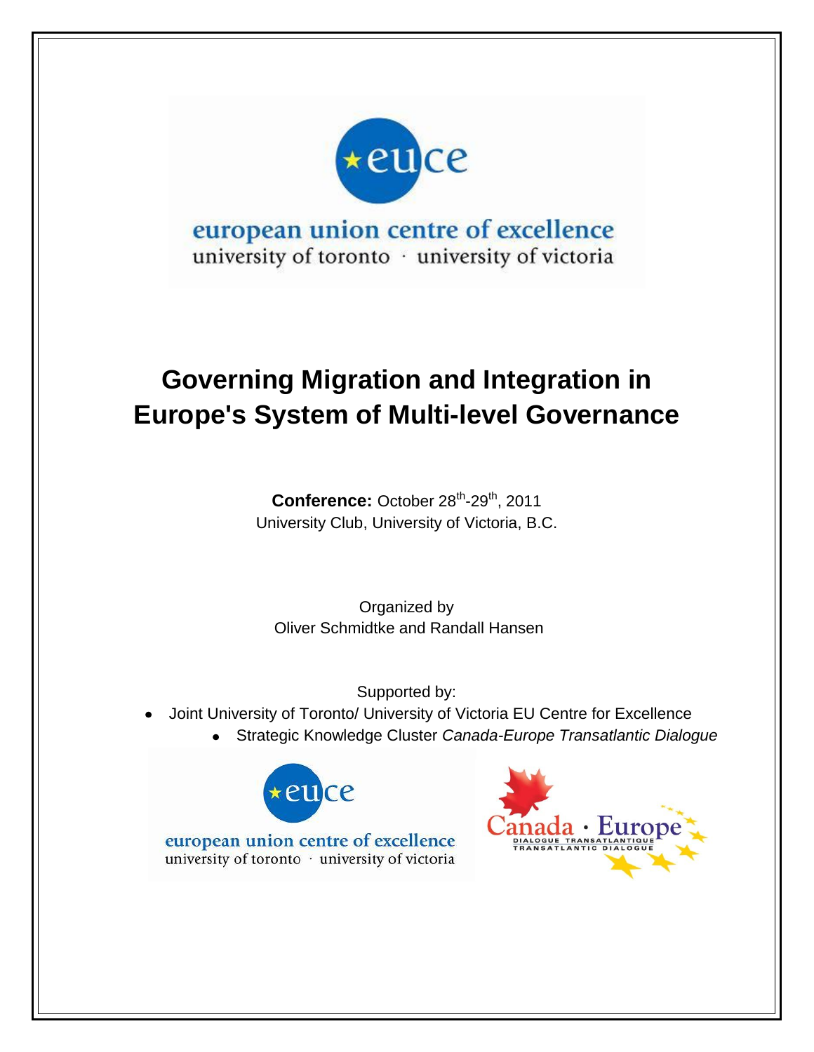euce

european union centre of excellence
university of toronto · university of victoria

# Governing Migration and Integration in Europe's System of Multi-level Governance

**Conference:** October $28^{th}$-$29^{th}$, 2011
University Club, University of Victoria, B.C.

Organized by
Oliver Schmidtke and Randall Hansen

Supported by:

- Joint University of Toronto/ University of Victoria EU Centre for Excellence
  - Strategic Knowledge Cluster *Canada-Europe Transatlantic Dialogue*

euce

european union centre of excellence
university of toronto · university of victoria

Canada · Europe
DIALOGUE TRANSATLANTIQUE
TRANSATLANTIC DIALOGUE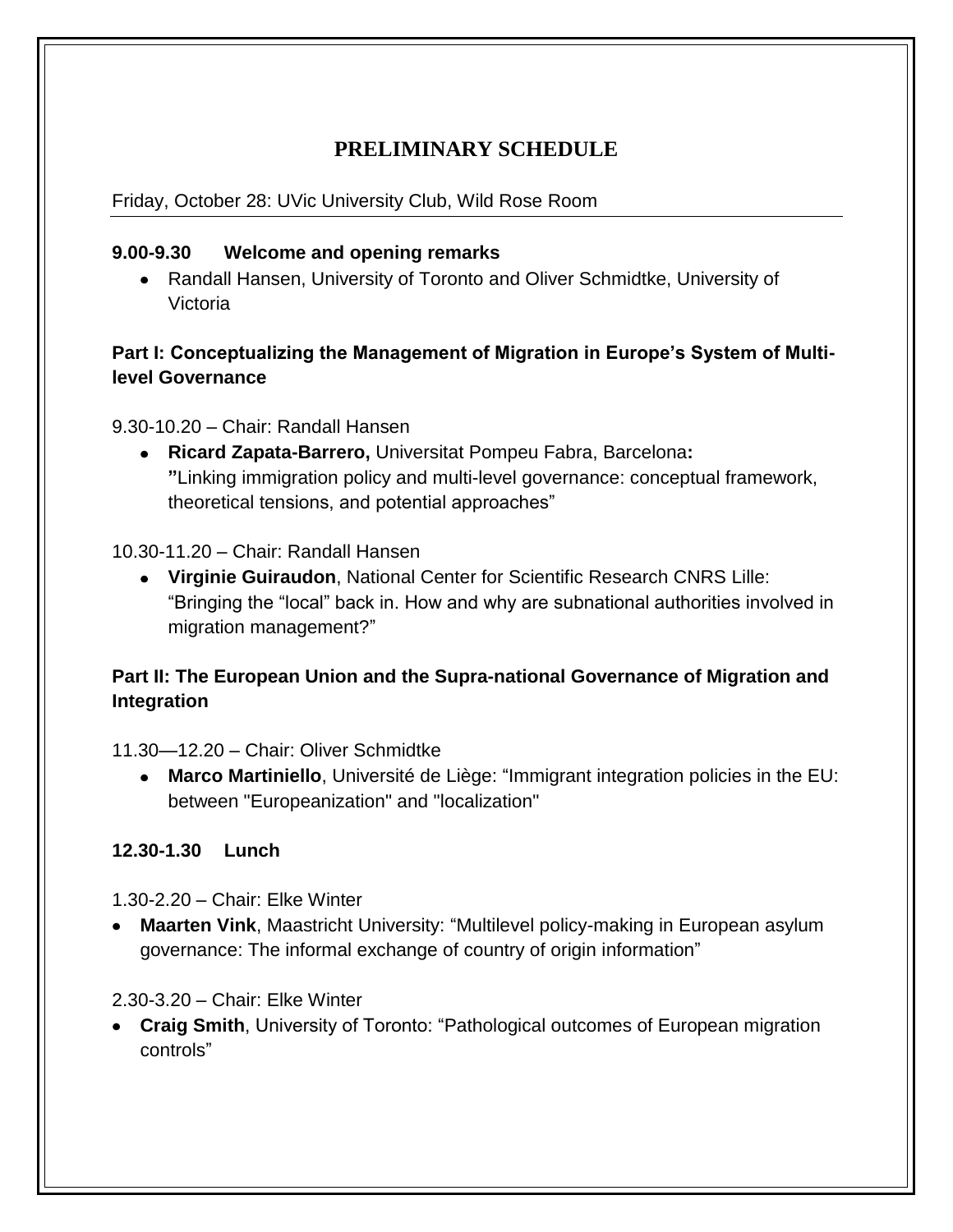# PRELIMINARY SCHEDULE

Friday, October 28: UVic University Club, Wild Rose Room

**9.00-9.30 Welcome and opening remarks**

- Randall Hansen, University of Toronto and Oliver Schmidtke, University of Victoria

**Part I: Conceptualizing the Management of Migration in Europe's System of Multi-level Governance**

9.30-10.20 – Chair: Randall Hansen

- **Ricard Zapata-Barrero,** Universitat Pompeu Fabra, Barcelona**:** **"**Linking immigration policy and multi-level governance: conceptual framework, theoretical tensions, and potential approaches"

10.30-11.20 – Chair: Randall Hansen

- **Virginie Guiraudon**, National Center for Scientific Research CNRS Lille: "Bringing the "local" back in. How and why are subnational authorities involved in migration management?"

**Part II: The European Union and the Supra-national Governance of Migration and Integration**

11.30—12.20 – Chair: Oliver Schmidtke

- **Marco Martiniello**, Université de Liège: "Immigrant integration policies in the EU: between "Europeanization" and "localization"

**12.30-1.30 Lunch**

1.30-2.20 – Chair: Elke Winter

- **Maarten Vink**, Maastricht University: "Multilevel policy-making in European asylum governance: The informal exchange of country of origin information"

2.30-3.20 – Chair: Elke Winter

- **Craig Smith**, University of Toronto: "Pathological outcomes of European migration controls"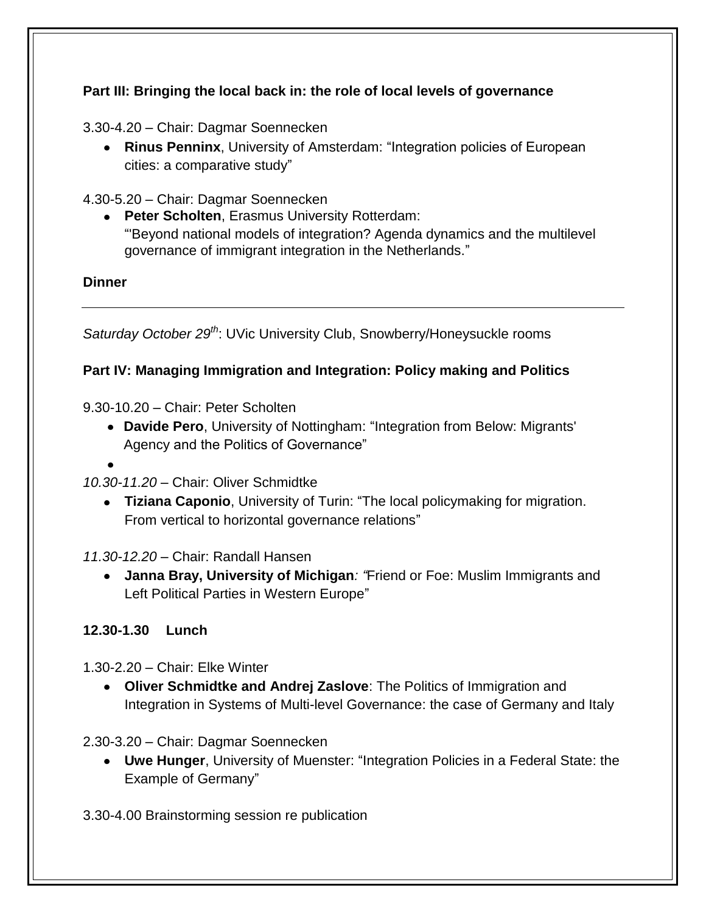**Part III: Bringing the local back in: the role of local levels of governance**

3.30-4.20 – Chair: Dagmar Soennecken

- **Rinus Penninx**, University of Amsterdam: "Integration policies of European cities: a comparative study"

4.30-5.20 – Chair: Dagmar Soennecken

- **Peter Scholten**, Erasmus University Rotterdam: "'Beyond national models of integration? Agenda dynamics and the multilevel governance of immigrant integration in the Netherlands."

**Dinner**

---

*Saturday October 29th*: UVic University Club, Snowberry/Honeysuckle rooms

**Part IV: Managing Immigration and Integration: Policy making and Politics**

9.30-10.20 – Chair: Peter Scholten

- **Davide Pero**, University of Nottingham: "Integration from Below: Migrants' Agency and the Politics of Governance"
- 

*10.30-11.20* – Chair: Oliver Schmidtke

- **Tiziana Caponio**, University of Turin: "The local policymaking for migration. From vertical to horizontal governance relations"

*11.30-12.20* – Chair: Randall Hansen

- **Janna Bray, University of Michigan***: "*Friend or Foe: Muslim Immigrants and Left Political Parties in Western Europe"

**12.30-1.30 Lunch**

1.30-2.20 – Chair: Elke Winter

- **Oliver Schmidtke and Andrej Zaslove**: The Politics of Immigration and Integration in Systems of Multi-level Governance: the case of Germany and Italy

2.30-3.20 – Chair: Dagmar Soennecken

- **Uwe Hunger**, University of Muenster: "Integration Policies in a Federal State: the Example of Germany"

3.30-4.00 Brainstorming session re publication